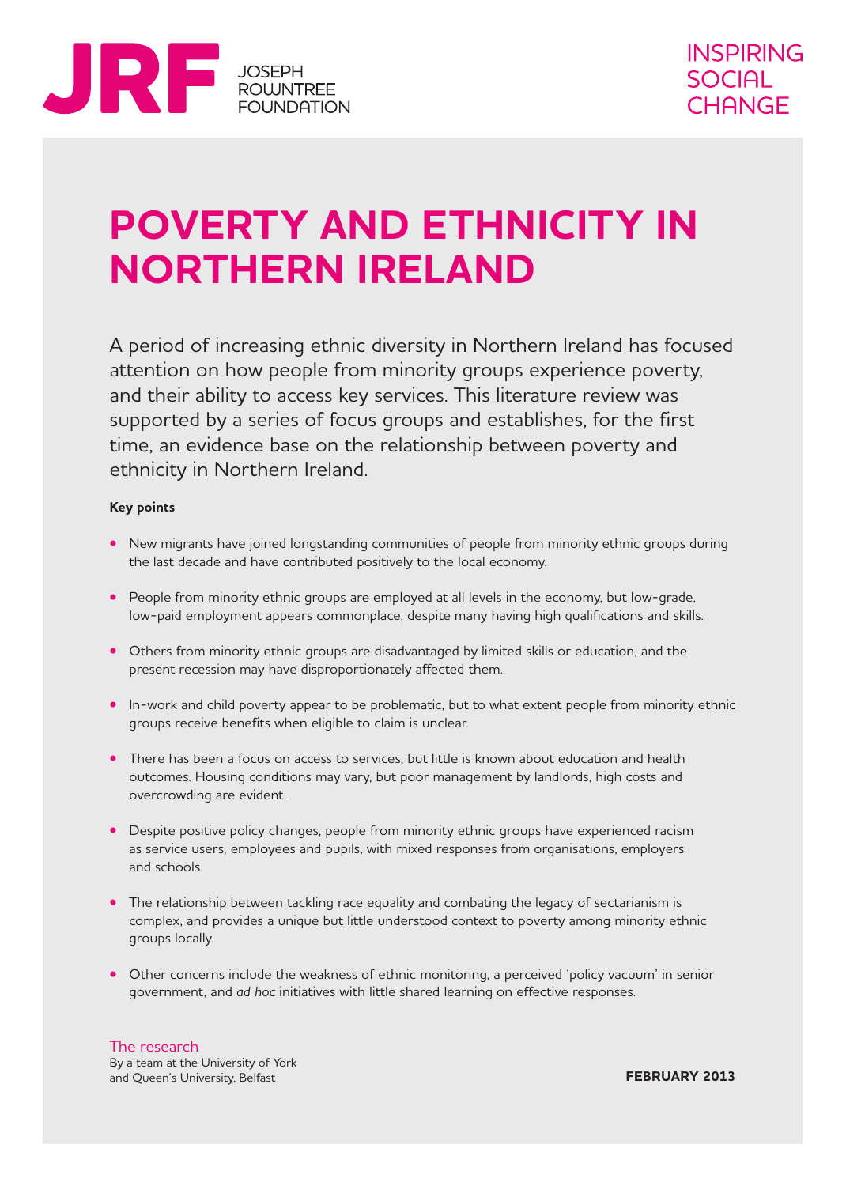JRF JOSEPH ROWNTREE FOUNDATION

INSPIRING SOCIAL CHANGE

# POVERTY AND ETHNICITY IN NORTHERN IRELAND

A period of increasing ethnic diversity in Northern Ireland has focused attention on how people from minority groups experience poverty, and their ability to access key services. This literature review was supported by a series of focus groups and establishes, for the first time, an evidence base on the relationship between poverty and ethnicity in Northern Ireland.

**Key points**

- New migrants have joined longstanding communities of people from minority ethnic groups during the last decade and have contributed positively to the local economy.
- People from minority ethnic groups are employed at all levels in the economy, but low-grade, low-paid employment appears commonplace, despite many having high qualifications and skills.
- Others from minority ethnic groups are disadvantaged by limited skills or education, and the present recession may have disproportionately affected them.
- In-work and child poverty appear to be problematic, but to what extent people from minority ethnic groups receive benefits when eligible to claim is unclear.
- There has been a focus on access to services, but little is known about education and health outcomes. Housing conditions may vary, but poor management by landlords, high costs and overcrowding are evident.
- Despite positive policy changes, people from minority ethnic groups have experienced racism as service users, employees and pupils, with mixed responses from organisations, employers and schools.
- The relationship between tackling race equality and combating the legacy of sectarianism is complex, and provides a unique but little understood context to poverty among minority ethnic groups locally.
- Other concerns include the weakness of ethnic monitoring, a perceived 'policy vacuum' in senior government, and *ad hoc* initiatives with little shared learning on effective responses.

The research
By a team at the University of York and Queen's University, Belfast

**FEBRUARY 2013**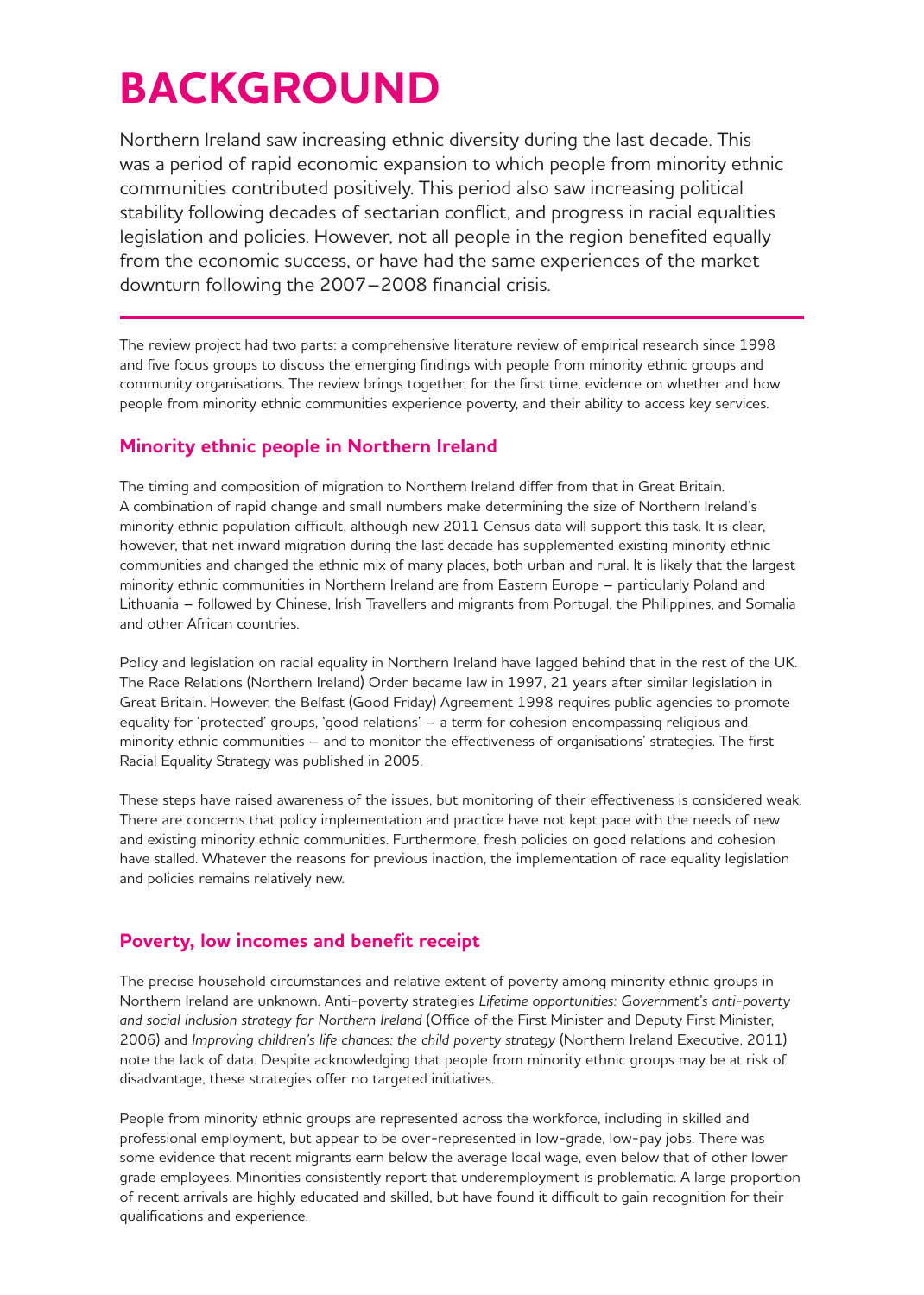# BACKGROUND

Northern Ireland saw increasing ethnic diversity during the last decade. This was a period of rapid economic expansion to which people from minority ethnic communities contributed positively. This period also saw increasing political stability following decades of sectarian conflict, and progress in racial equalities legislation and policies. However, not all people in the region benefited equally from the economic success, or have had the same experiences of the market downturn following the 2007–2008 financial crisis.

---

The review project had two parts: a comprehensive literature review of empirical research since 1998 and five focus groups to discuss the emerging findings with people from minority ethnic groups and community organisations. The review brings together, for the first time, evidence on whether and how people from minority ethnic communities experience poverty, and their ability to access key services.

## Minority ethnic people in Northern Ireland

The timing and composition of migration to Northern Ireland differ from that in Great Britain. A combination of rapid change and small numbers make determining the size of Northern Ireland's minority ethnic population difficult, although new 2011 Census data will support this task. It is clear, however, that net inward migration during the last decade has supplemented existing minority ethnic communities and changed the ethnic mix of many places, both urban and rural. It is likely that the largest minority ethnic communities in Northern Ireland are from Eastern Europe – particularly Poland and Lithuania – followed by Chinese, Irish Travellers and migrants from Portugal, the Philippines, and Somalia and other African countries.

Policy and legislation on racial equality in Northern Ireland have lagged behind that in the rest of the UK. The Race Relations (Northern Ireland) Order became law in 1997, 21 years after similar legislation in Great Britain. However, the Belfast (Good Friday) Agreement 1998 requires public agencies to promote equality for 'protected' groups, 'good relations' – a term for cohesion encompassing religious and minority ethnic communities – and to monitor the effectiveness of organisations' strategies. The first Racial Equality Strategy was published in 2005.

These steps have raised awareness of the issues, but monitoring of their effectiveness is considered weak. There are concerns that policy implementation and practice have not kept pace with the needs of new and existing minority ethnic communities. Furthermore, fresh policies on good relations and cohesion have stalled. Whatever the reasons for previous inaction, the implementation of race equality legislation and policies remains relatively new.

## Poverty, low incomes and benefit receipt

The precise household circumstances and relative extent of poverty among minority ethnic groups in Northern Ireland are unknown. Anti-poverty strategies *Lifetime opportunities: Government's anti-poverty and social inclusion strategy for Northern Ireland* (Office of the First Minister and Deputy First Minister, 2006) and *Improving children's life chances: the child poverty strategy* (Northern Ireland Executive, 2011) note the lack of data. Despite acknowledging that people from minority ethnic groups may be at risk of disadvantage, these strategies offer no targeted initiatives.

People from minority ethnic groups are represented across the workforce, including in skilled and professional employment, but appear to be over-represented in low-grade, low-pay jobs. There was some evidence that recent migrants earn below the average local wage, even below that of other lower grade employees. Minorities consistently report that underemployment is problematic. A large proportion of recent arrivals are highly educated and skilled, but have found it difficult to gain recognition for their qualifications and experience.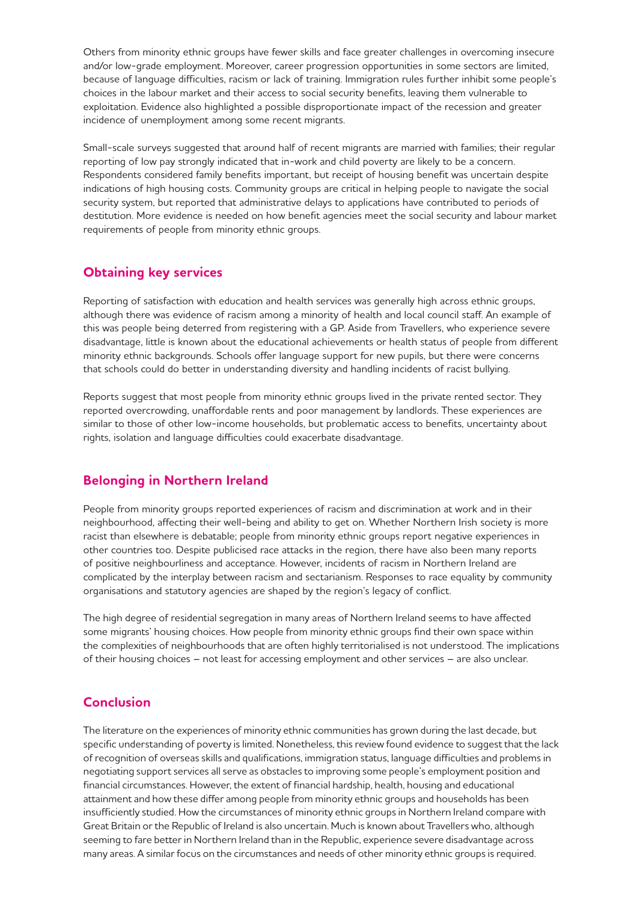Others from minority ethnic groups have fewer skills and face greater challenges in overcoming insecure and/or low-grade employment. Moreover, career progression opportunities in some sectors are limited, because of language difficulties, racism or lack of training. Immigration rules further inhibit some people's choices in the labour market and their access to social security benefits, leaving them vulnerable to exploitation. Evidence also highlighted a possible disproportionate impact of the recession and greater incidence of unemployment among some recent migrants.

Small-scale surveys suggested that around half of recent migrants are married with families; their regular reporting of low pay strongly indicated that in-work and child poverty are likely to be a concern. Respondents considered family benefits important, but receipt of housing benefit was uncertain despite indications of high housing costs. Community groups are critical in helping people to navigate the social security system, but reported that administrative delays to applications have contributed to periods of destitution. More evidence is needed on how benefit agencies meet the social security and labour market requirements of people from minority ethnic groups.

## Obtaining key services

Reporting of satisfaction with education and health services was generally high across ethnic groups, although there was evidence of racism among a minority of health and local council staff. An example of this was people being deterred from registering with a GP. Aside from Travellers, who experience severe disadvantage, little is known about the educational achievements or health status of people from different minority ethnic backgrounds. Schools offer language support for new pupils, but there were concerns that schools could do better in understanding diversity and handling incidents of racist bullying.

Reports suggest that most people from minority ethnic groups lived in the private rented sector. They reported overcrowding, unaffordable rents and poor management by landlords. These experiences are similar to those of other low-income households, but problematic access to benefits, uncertainty about rights, isolation and language difficulties could exacerbate disadvantage.

## Belonging in Northern Ireland

People from minority groups reported experiences of racism and discrimination at work and in their neighbourhood, affecting their well-being and ability to get on. Whether Northern Irish society is more racist than elsewhere is debatable; people from minority ethnic groups report negative experiences in other countries too. Despite publicised race attacks in the region, there have also been many reports of positive neighbourliness and acceptance. However, incidents of racism in Northern Ireland are complicated by the interplay between racism and sectarianism. Responses to race equality by community organisations and statutory agencies are shaped by the region's legacy of conflict.

The high degree of residential segregation in many areas of Northern Ireland seems to have affected some migrants' housing choices. How people from minority ethnic groups find their own space within the complexities of neighbourhoods that are often highly territorialised is not understood. The implications of their housing choices – not least for accessing employment and other services – are also unclear.

## Conclusion

The literature on the experiences of minority ethnic communities has grown during the last decade, but specific understanding of poverty is limited. Nonetheless, this review found evidence to suggest that the lack of recognition of overseas skills and qualifications, immigration status, language difficulties and problems in negotiating support services all serve as obstacles to improving some people's employment position and financial circumstances. However, the extent of financial hardship, health, housing and educational attainment and how these differ among people from minority ethnic groups and households has been insufficiently studied. How the circumstances of minority ethnic groups in Northern Ireland compare with Great Britain or the Republic of Ireland is also uncertain. Much is known about Travellers who, although seeming to fare better in Northern Ireland than in the Republic, experience severe disadvantage across many areas. A similar focus on the circumstances and needs of other minority ethnic groups is required.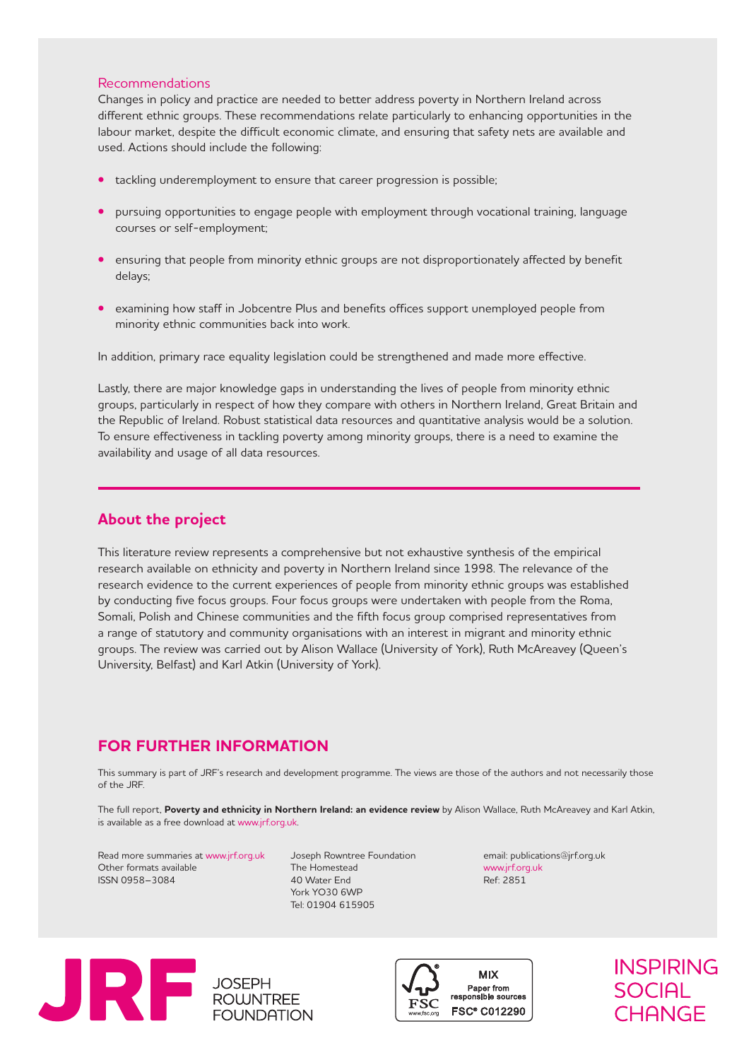## Recommendations

Changes in policy and practice are needed to better address poverty in Northern Ireland across different ethnic groups. These recommendations relate particularly to enhancing opportunities in the labour market, despite the difficult economic climate, and ensuring that safety nets are available and used. Actions should include the following:

- tackling underemployment to ensure that career progression is possible;
- pursuing opportunities to engage people with employment through vocational training, language courses or self-employment;
- ensuring that people from minority ethnic groups are not disproportionately affected by benefit delays;
- examining how staff in Jobcentre Plus and benefits offices support unemployed people from minority ethnic communities back into work.

In addition, primary race equality legislation could be strengthened and made more effective.

Lastly, there are major knowledge gaps in understanding the lives of people from minority ethnic groups, particularly in respect of how they compare with others in Northern Ireland, Great Britain and the Republic of Ireland. Robust statistical data resources and quantitative analysis would be a solution. To ensure effectiveness in tackling poverty among minority groups, there is a need to examine the availability and usage of all data resources.

## About the project

This literature review represents a comprehensive but not exhaustive synthesis of the empirical research available on ethnicity and poverty in Northern Ireland since 1998. The relevance of the research evidence to the current experiences of people from minority ethnic groups was established by conducting five focus groups. Four focus groups were undertaken with people from the Roma, Somali, Polish and Chinese communities and the fifth focus group comprised representatives from a range of statutory and community organisations with an interest in migrant and minority ethnic groups. The review was carried out by Alison Wallace (University of York), Ruth McAreavey (Queen's University, Belfast) and Karl Atkin (University of York).

## FOR FURTHER INFORMATION

This summary is part of JRF's research and development programme. The views are those of the authors and not necessarily those of the JRF.

The full report, **Poverty and ethnicity in Northern Ireland: an evidence review** by Alison Wallace, Ruth McAreavey and Karl Atkin, is available as a free download at www.jrf.org.uk.

Read more summaries at www.jrf.org.uk
Other formats available
ISSN 0958–3084

Joseph Rowntree Foundation
The Homestead
40 Water End
York YO30 6WP
Tel: 01904 615905

email: publications@jrf.org.uk
www.jrf.org.uk
Ref: 2851

JRF JOSEPH ROWNTREE FOUNDATION

MIX
Paper from responsible sources
FSC® C012290

INSPIRING SOCIAL CHANGE